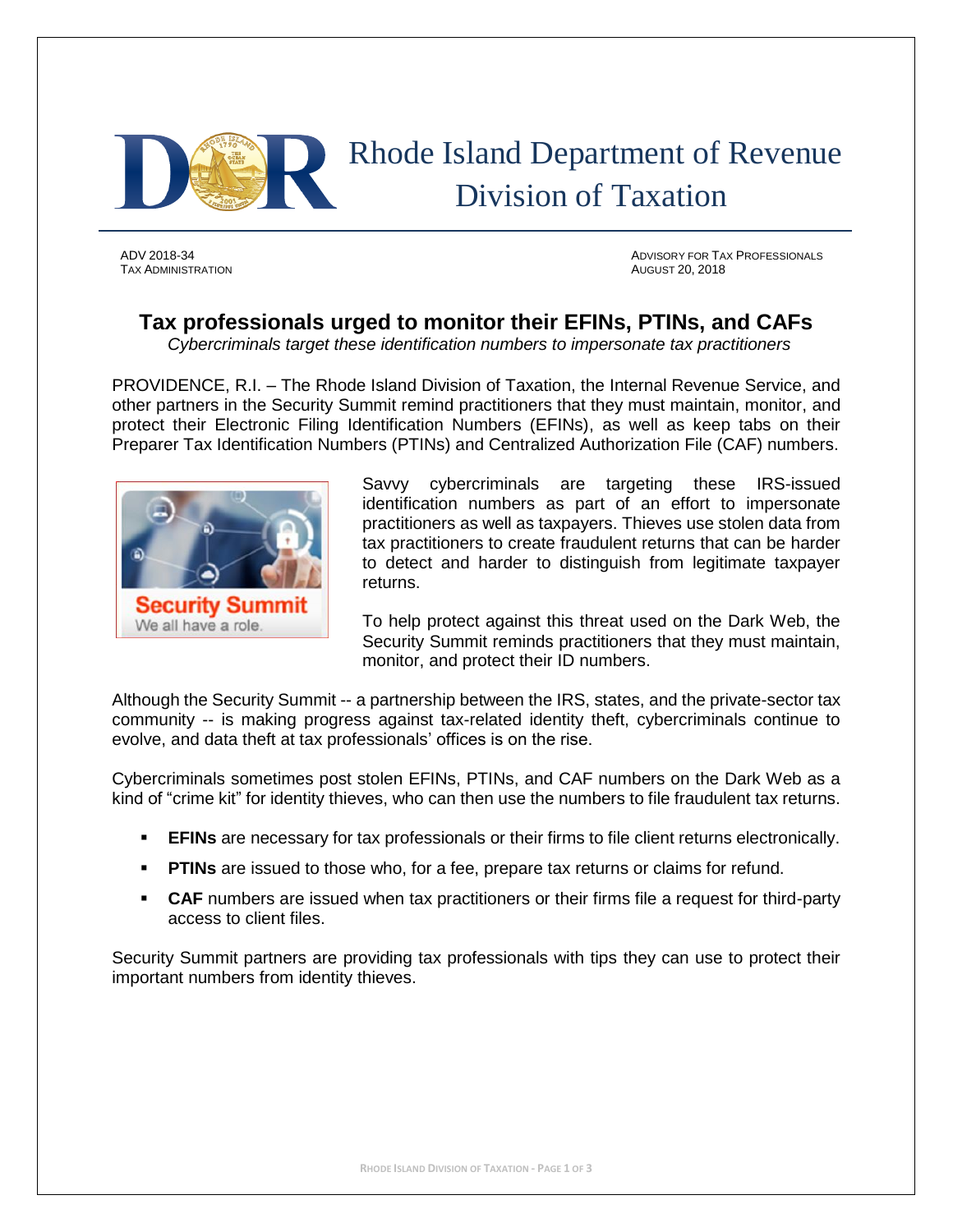# Rhode Island Department of Revenue
# Division of Taxation

ADV 2018-34
TAX ADMINISTRATION

ADVISORY FOR TAX PROFESSIONALS
AUGUST 20, 2018

## Tax professionals urged to monitor their EFINs, PTINs, and CAFs

*Cybercriminals target these identification numbers to impersonate tax practitioners*

PROVIDENCE, R.I. – The Rhode Island Division of Taxation, the Internal Revenue Service, and other partners in the Security Summit remind practitioners that they must maintain, monitor, and protect their Electronic Filing Identification Numbers (EFINs), as well as keep tabs on their Preparer Tax Identification Numbers (PTINs) and Centralized Authorization File (CAF) numbers.

Savvy cybercriminals are targeting these IRS-issued identification numbers as part of an effort to impersonate practitioners as well as taxpayers. Thieves use stolen data from tax practitioners to create fraudulent returns that can be harder to detect and harder to distinguish from legitimate taxpayer returns.

To help protect against this threat used on the Dark Web, the Security Summit reminds practitioners that they must maintain, monitor, and protect their ID numbers.

Although the Security Summit -- a partnership between the IRS, states, and the private-sector tax community -- is making progress against tax-related identity theft, cybercriminals continue to evolve, and data theft at tax professionals' offices is on the rise.

Cybercriminals sometimes post stolen EFINs, PTINs, and CAF numbers on the Dark Web as a kind of "crime kit" for identity thieves, who can then use the numbers to file fraudulent tax returns.

- **EFINs** are necessary for tax professionals or their firms to file client returns electronically.
- **PTINs** are issued to those who, for a fee, prepare tax returns or claims for refund.
- **CAF** numbers are issued when tax practitioners or their firms file a request for third-party access to client files.

Security Summit partners are providing tax professionals with tips they can use to protect their important numbers from identity thieves.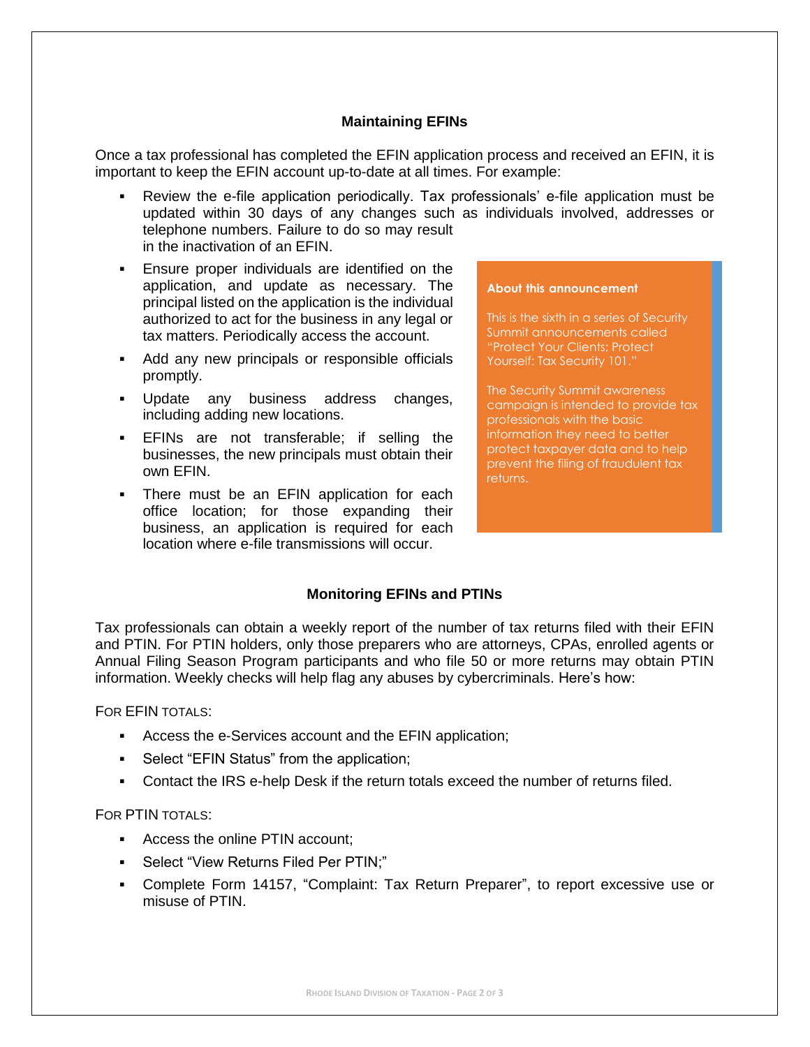### Maintaining EFINs

Once a tax professional has completed the EFIN application process and received an EFIN, it is important to keep the EFIN account up-to-date at all times. For example:

- Review the e-file application periodically. Tax professionals' e-file application must be updated within 30 days of any changes such as individuals involved, addresses or telephone numbers. Failure to do so may result in the inactivation of an EFIN.
- Ensure proper individuals are identified on the application, and update as necessary. The principal listed on the application is the individual authorized to act for the business in any legal or tax matters. Periodically access the account.
- Add any new principals or responsible officials promptly.
- Update any business address changes, including adding new locations.
- EFINs are not transferable; if selling the businesses, the new principals must obtain their own EFIN.
- There must be an EFIN application for each office location; for those expanding their business, an application is required for each location where e-file transmissions will occur.

**About this announcement**

This is the sixth in a series of Security Summit announcements called "Protect Your Clients; Protect Yourself: Tax Security 101."

The Security Summit awareness campaign is intended to provide tax professionals with the basic information they need to better protect taxpayer data and to help prevent the filing of fraudulent tax returns.

### Monitoring EFINs and PTINs

Tax professionals can obtain a weekly report of the number of tax returns filed with their EFIN and PTIN. For PTIN holders, only those preparers who are attorneys, CPAs, enrolled agents or Annual Filing Season Program participants and who file 50 or more returns may obtain PTIN information. Weekly checks will help flag any abuses by cybercriminals. Here's how:

FOR EFIN TOTALS:

- Access the e-Services account and the EFIN application;
- Select "EFIN Status" from the application;
- Contact the IRS e-help Desk if the return totals exceed the number of returns filed.

FOR PTIN TOTALS:

- Access the online PTIN account;
- Select "View Returns Filed Per PTIN;"
- Complete Form 14157, "Complaint: Tax Return Preparer", to report excessive use or misuse of PTIN.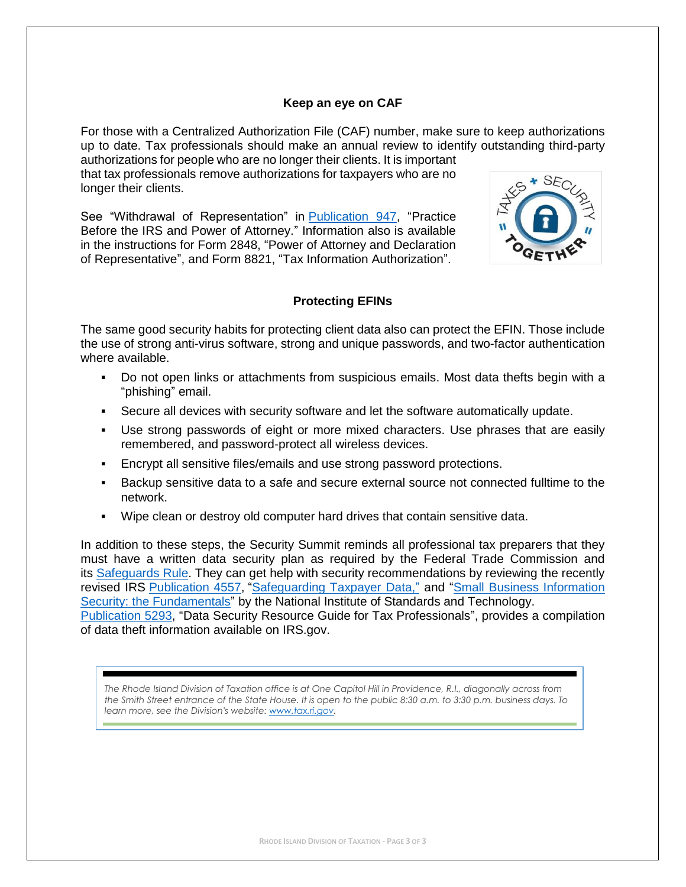### Keep an eye on CAF

For those with a Centralized Authorization File (CAF) number, make sure to keep authorizations up to date. Tax professionals should make an annual review to identify outstanding third-party authorizations for people who are no longer their clients. It is important that tax professionals remove authorizations for taxpayers who are no longer their clients.

See "Withdrawal of Representation" in Publication 947, "Practice Before the IRS and Power of Attorney." Information also is available in the instructions for Form 2848, "Power of Attorney and Declaration of Representative", and Form 8821, "Tax Information Authorization".

### Protecting EFINs

The same good security habits for protecting client data also can protect the EFIN. Those include the use of strong anti-virus software, strong and unique passwords, and two-factor authentication where available.

- Do not open links or attachments from suspicious emails. Most data thefts begin with a "phishing" email.
- Secure all devices with security software and let the software automatically update.
- Use strong passwords of eight or more mixed characters. Use phrases that are easily remembered, and password-protect all wireless devices.
- Encrypt all sensitive files/emails and use strong password protections.
- Backup sensitive data to a safe and secure external source not connected fulltime to the network.
- Wipe clean or destroy old computer hard drives that contain sensitive data.

In addition to these steps, the Security Summit reminds all professional tax preparers that they must have a written data security plan as required by the Federal Trade Commission and its Safeguards Rule. They can get help with security recommendations by reviewing the recently revised IRS Publication 4557, "Safeguarding Taxpayer Data," and "Small Business Information Security: the Fundamentals" by the National Institute of Standards and Technology. Publication 5293, "Data Security Resource Guide for Tax Professionals", provides a compilation of data theft information available on IRS.gov.

*The Rhode Island Division of Taxation office is at One Capitol Hill in Providence, R.I., diagonally across from the Smith Street entrance of the State House. It is open to the public 8:30 a.m. to 3:30 p.m. business days. To learn more, see the Division's website: www.tax.ri.gov.*